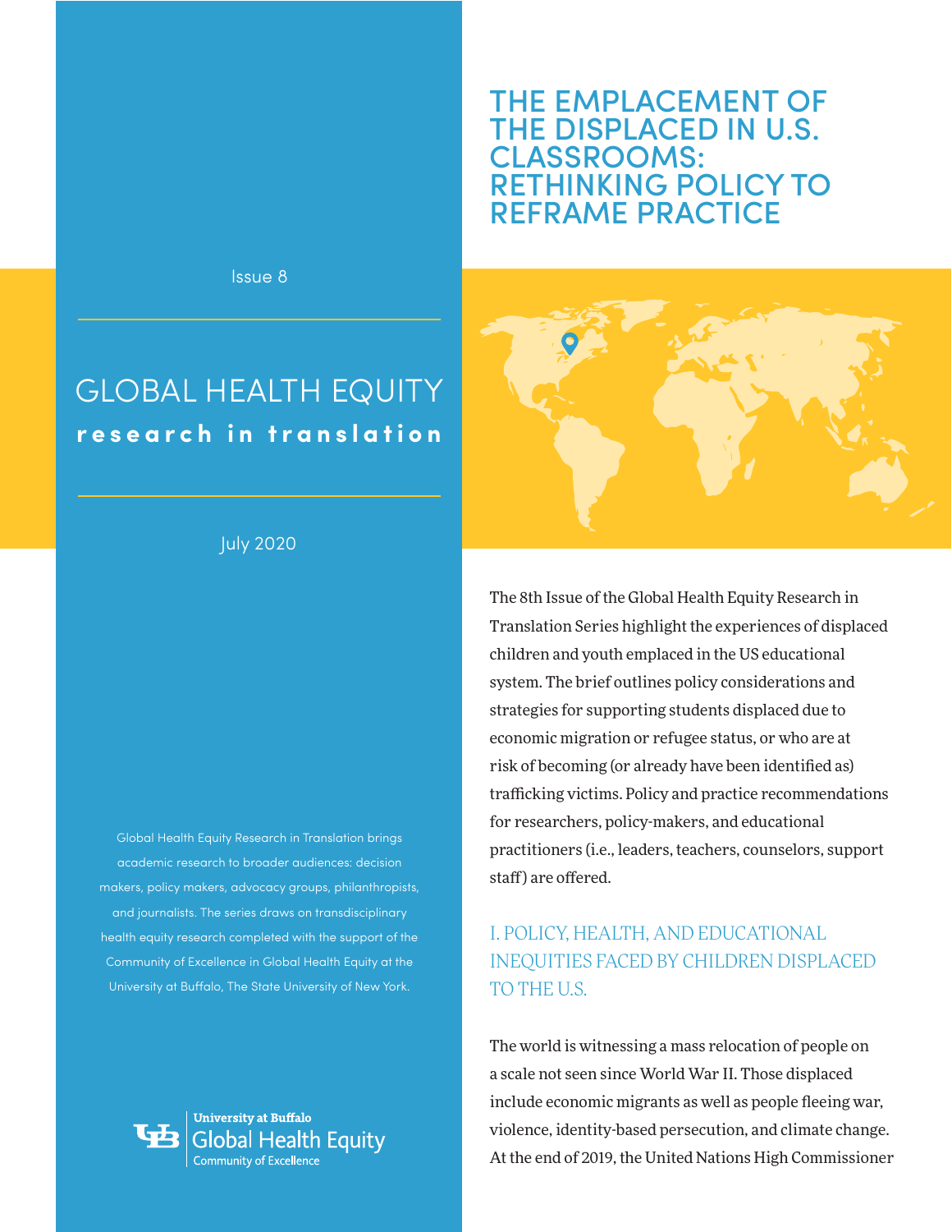# THE EMPLACEMENT OF THE DISPLACED IN U.S. CLASSROOMS: RETHINKING POLICY TO REFRAME PRACTICE

Issue 8

GLOBAL HEALTH EQUITY
**research in translation**

July 2020

Global Health Equity Research in Translation brings academic research to broader audiences: decision makers, policy makers, advocacy groups, philanthropists, and journalists. The series draws on transdisciplinary health equity research completed with the support of the Community of Excellence in Global Health Equity at the University at Buffalo, The State University of New York.

University at Buffalo
Global Health Equity
Community of Excellence

The 8th Issue of the Global Health Equity Research in Translation Series highlight the experiences of displaced children and youth emplaced in the US educational system. The brief outlines policy considerations and strategies for supporting students displaced due to economic migration or refugee status, or who are at risk of becoming (or already have been identified as) trafficking victims. Policy and practice recommendations for researchers, policy-makers, and educational practitioners (i.e., leaders, teachers, counselors, support staff) are offered.

## I. POLICY, HEALTH, AND EDUCATIONAL INEQUITIES FACED BY CHILDREN DISPLACED TO THE U.S.

The world is witnessing a mass relocation of people on a scale not seen since World War II. Those displaced include economic migrants as well as people fleeing war, violence, identity-based persecution, and climate change. At the end of 2019, the United Nations High Commissioner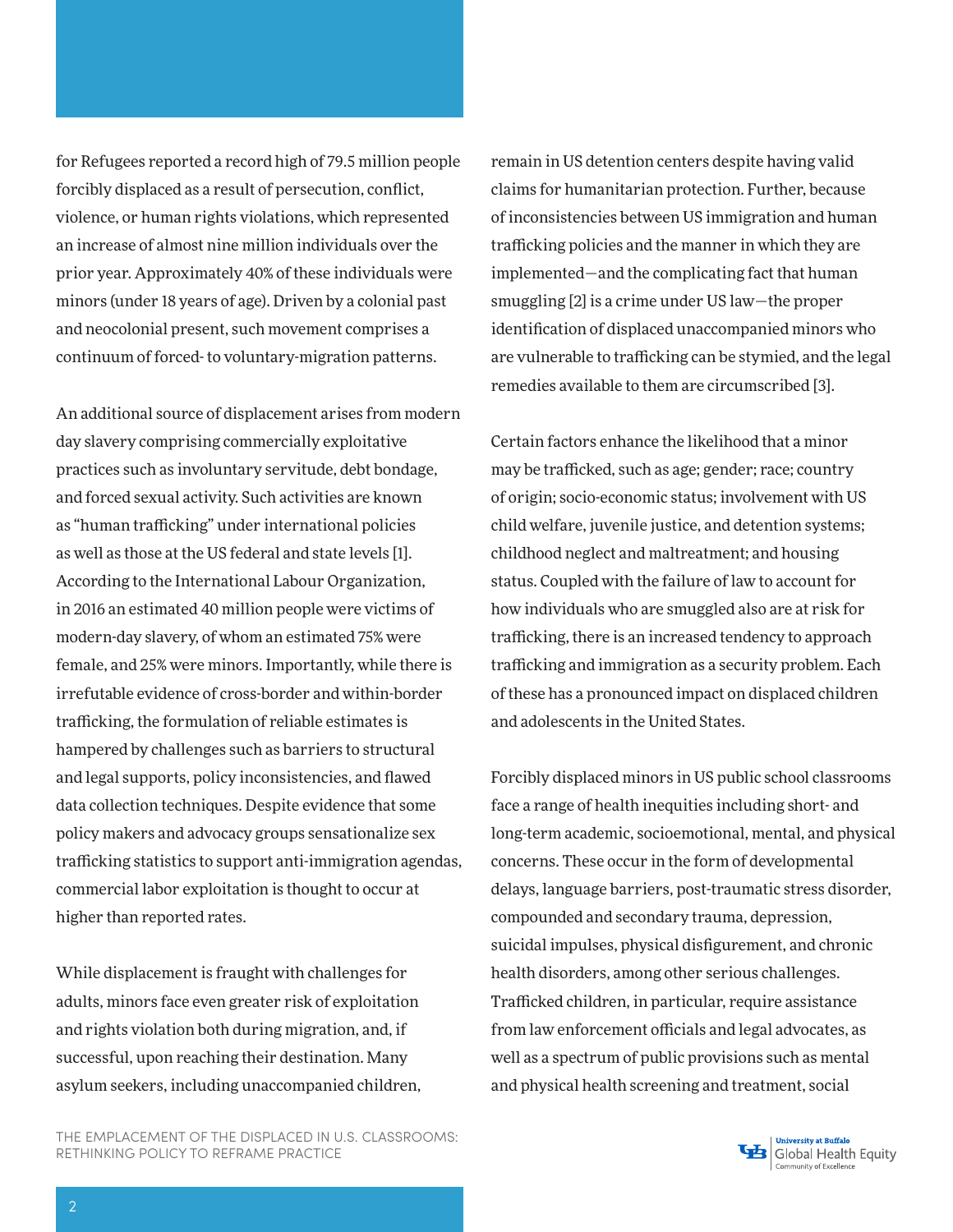for Refugees reported a record high of 79.5 million people forcibly displaced as a result of persecution, conflict, violence, or human rights violations, which represented an increase of almost nine million individuals over the prior year. Approximately 40% of these individuals were minors (under 18 years of age). Driven by a colonial past and neocolonial present, such movement comprises a continuum of forced- to voluntary-migration patterns.

An additional source of displacement arises from modern day slavery comprising commercially exploitative practices such as involuntary servitude, debt bondage, and forced sexual activity. Such activities are known as "human trafficking" under international policies as well as those at the US federal and state levels [1]. According to the International Labour Organization, in 2016 an estimated 40 million people were victims of modern-day slavery, of whom an estimated 75% were female, and 25% were minors. Importantly, while there is irrefutable evidence of cross-border and within-border trafficking, the formulation of reliable estimates is hampered by challenges such as barriers to structural and legal supports, policy inconsistencies, and flawed data collection techniques. Despite evidence that some policy makers and advocacy groups sensationalize sex trafficking statistics to support anti-immigration agendas, commercial labor exploitation is thought to occur at higher than reported rates.

While displacement is fraught with challenges for adults, minors face even greater risk of exploitation and rights violation both during migration, and, if successful, upon reaching their destination. Many asylum seekers, including unaccompanied children, remain in US detention centers despite having valid claims for humanitarian protection. Further, because of inconsistencies between US immigration and human trafficking policies and the manner in which they are implemented—and the complicating fact that human smuggling [2] is a crime under US law—the proper identification of displaced unaccompanied minors who are vulnerable to trafficking can be stymied, and the legal remedies available to them are circumscribed [3].

Certain factors enhance the likelihood that a minor may be trafficked, such as age; gender; race; country of origin; socio-economic status; involvement with US child welfare, juvenile justice, and detention systems; childhood neglect and maltreatment; and housing status. Coupled with the failure of law to account for how individuals who are smuggled also are at risk for trafficking, there is an increased tendency to approach trafficking and immigration as a security problem. Each of these has a pronounced impact on displaced children and adolescents in the United States.

Forcibly displaced minors in US public school classrooms face a range of health inequities including short- and long-term academic, socioemotional, mental, and physical concerns. These occur in the form of developmental delays, language barriers, post-traumatic stress disorder, compounded and secondary trauma, depression, suicidal impulses, physical disfigurement, and chronic health disorders, among other serious challenges. Trafficked children, in particular, require assistance from law enforcement officials and legal advocates, as well as a spectrum of public provisions such as mental and physical health screening and treatment, social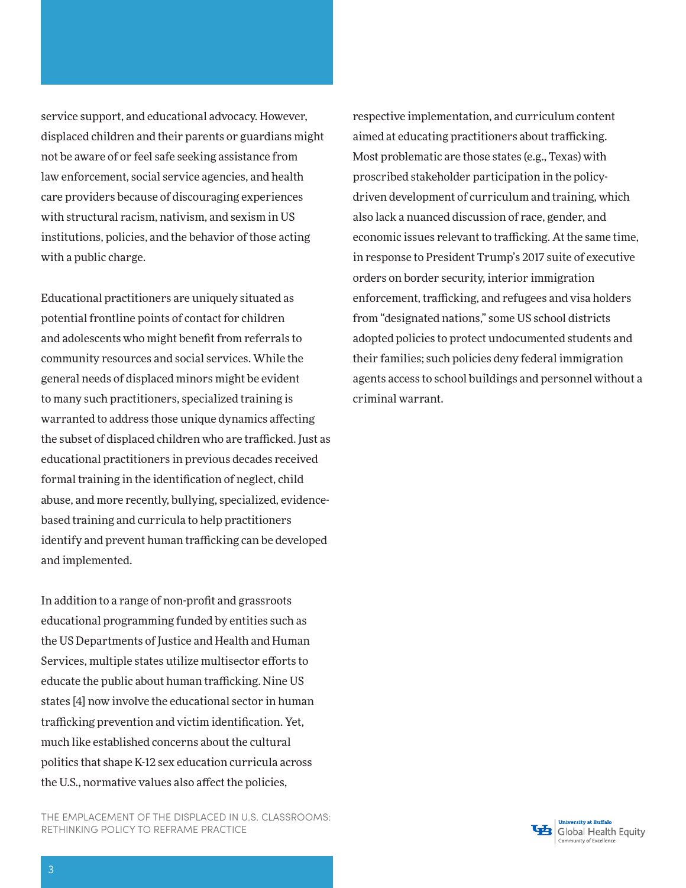service support, and educational advocacy. However, displaced children and their parents or guardians might not be aware of or feel safe seeking assistance from law enforcement, social service agencies, and health care providers because of discouraging experiences with structural racism, nativism, and sexism in US institutions, policies, and the behavior of those acting with a public charge.

Educational practitioners are uniquely situated as potential frontline points of contact for children and adolescents who might benefit from referrals to community resources and social services. While the general needs of displaced minors might be evident to many such practitioners, specialized training is warranted to address those unique dynamics affecting the subset of displaced children who are trafficked. Just as educational practitioners in previous decades received formal training in the identification of neglect, child abuse, and more recently, bullying, specialized, evidence-based training and curricula to help practitioners identify and prevent human trafficking can be developed and implemented.

In addition to a range of non-profit and grassroots educational programming funded by entities such as the US Departments of Justice and Health and Human Services, multiple states utilize multisector efforts to educate the public about human trafficking. Nine US states [4] now involve the educational sector in human trafficking prevention and victim identification. Yet, much like established concerns about the cultural politics that shape K-12 sex education curricula across the U.S., normative values also affect the policies, respective implementation, and curriculum content aimed at educating practitioners about trafficking. Most problematic are those states (e.g., Texas) with proscribed stakeholder participation in the policy-driven development of curriculum and training, which also lack a nuanced discussion of race, gender, and economic issues relevant to trafficking. At the same time, in response to President Trump's 2017 suite of executive orders on border security, interior immigration enforcement, trafficking, and refugees and visa holders from "designated nations," some US school districts adopted policies to protect undocumented students and their families; such policies deny federal immigration agents access to school buildings and personnel without a criminal warrant.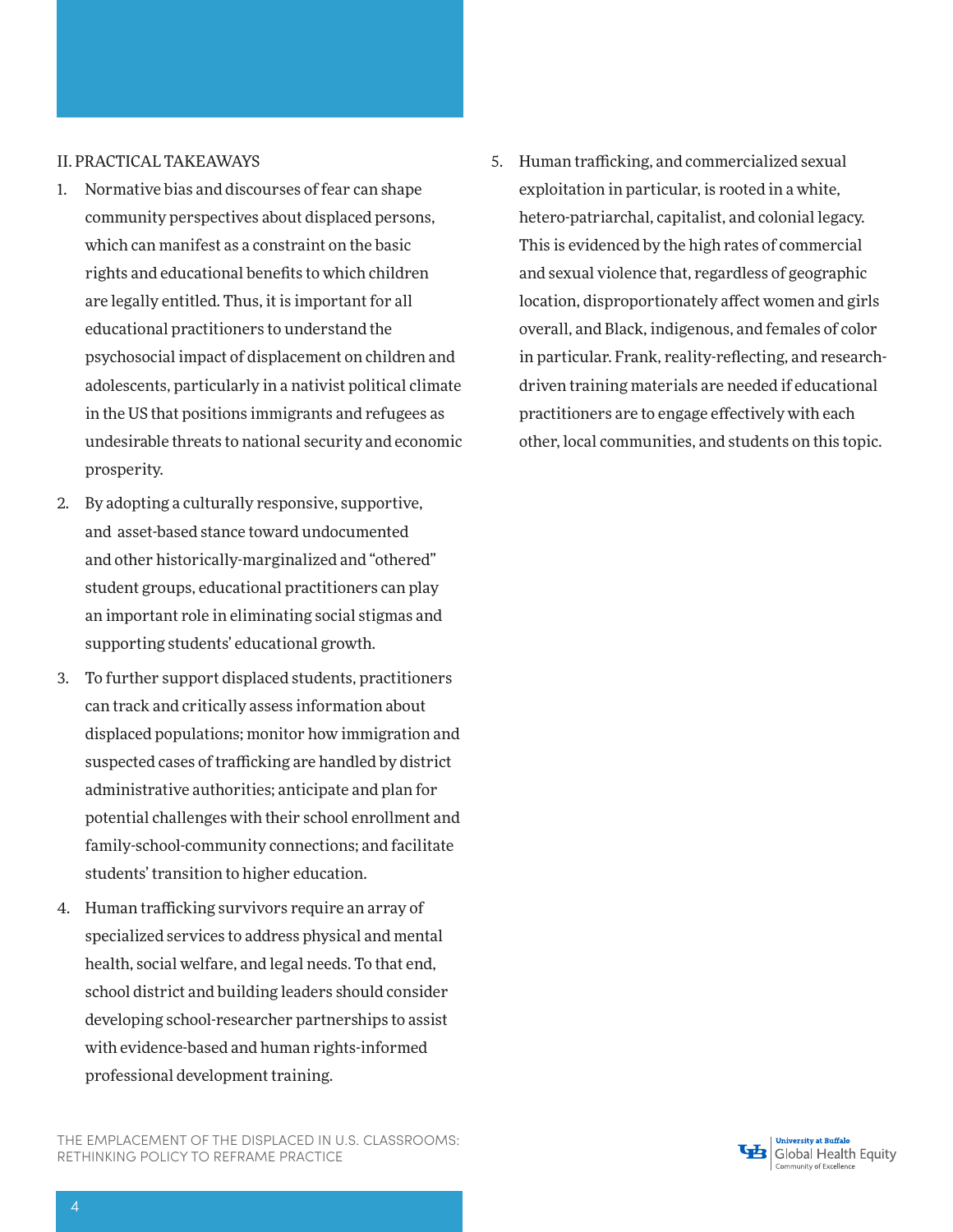## II. PRACTICAL TAKEAWAYS

1. Normative bias and discourses of fear can shape community perspectives about displaced persons, which can manifest as a constraint on the basic rights and educational benefits to which children are legally entitled. Thus, it is important for all educational practitioners to understand the psychosocial impact of displacement on children and adolescents, particularly in a nativist political climate in the US that positions immigrants and refugees as undesirable threats to national security and economic prosperity.
2. By adopting a culturally responsive, supportive, and asset-based stance toward undocumented and other historically-marginalized and "othered" student groups, educational practitioners can play an important role in eliminating social stigmas and supporting students' educational growth.
3. To further support displaced students, practitioners can track and critically assess information about displaced populations; monitor how immigration and suspected cases of trafficking are handled by district administrative authorities; anticipate and plan for potential challenges with their school enrollment and family-school-community connections; and facilitate students' transition to higher education.
4. Human trafficking survivors require an array of specialized services to address physical and mental health, social welfare, and legal needs. To that end, school district and building leaders should consider developing school-researcher partnerships to assist with evidence-based and human rights-informed professional development training.
5. Human trafficking, and commercialized sexual exploitation in particular, is rooted in a white, hetero-patriarchal, capitalist, and colonial legacy. This is evidenced by the high rates of commercial and sexual violence that, regardless of geographic location, disproportionately affect women and girls overall, and Black, indigenous, and females of color in particular. Frank, reality-reflecting, and research-driven training materials are needed if educational practitioners are to engage effectively with each other, local communities, and students on this topic.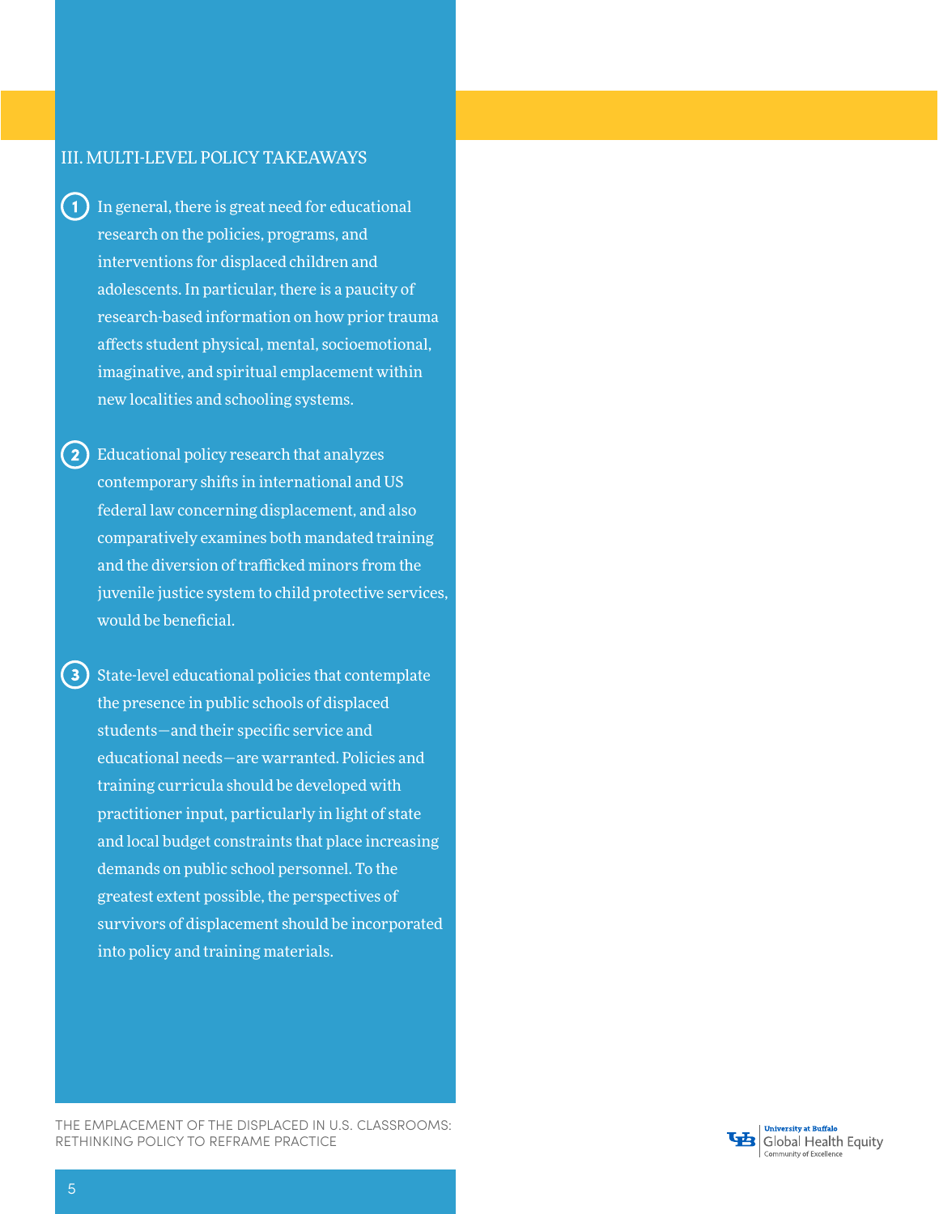## III. MULTI-LEVEL POLICY TAKEAWAYS

1. In general, there is great need for educational research on the policies, programs, and interventions for displaced children and adolescents. In particular, there is a paucity of research-based information on how prior trauma affects student physical, mental, socioemotional, imaginative, and spiritual emplacement within new localities and schooling systems.

2. Educational policy research that analyzes contemporary shifts in international and US federal law concerning displacement, and also comparatively examines both mandated training and the diversion of trafficked minors from the juvenile justice system to child protective services, would be beneficial.

3. State-level educational policies that contemplate the presence in public schools of displaced students—and their specific service and educational needs—are warranted. Policies and training curricula should be developed with practitioner input, particularly in light of state and local budget constraints that place increasing demands on public school personnel. To the greatest extent possible, the perspectives of survivors of displacement should be incorporated into policy and training materials.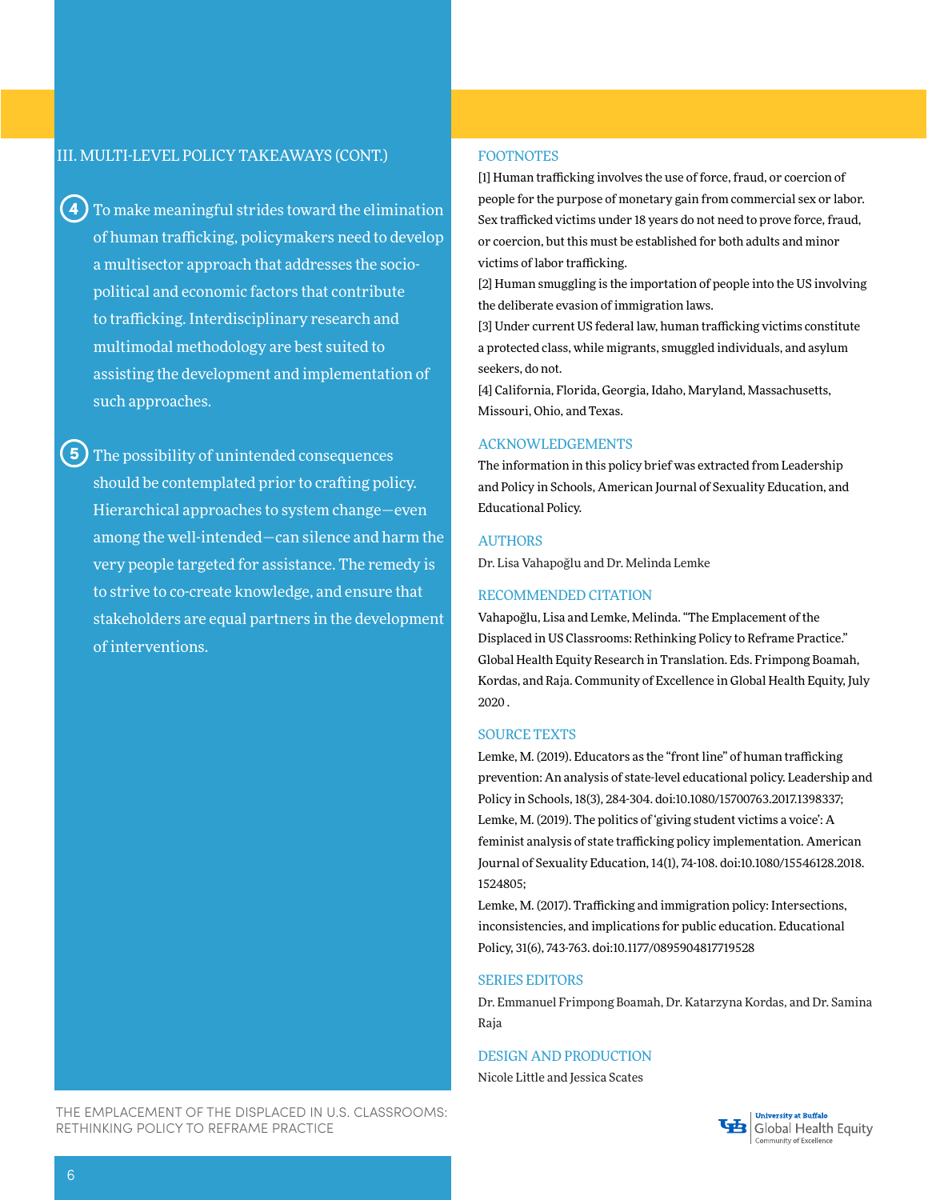## III. MULTI-LEVEL POLICY TAKEAWAYS (CONT.)

4. To make meaningful strides toward the elimination of human trafficking, policymakers need to develop a multisector approach that addresses the socio-political and economic factors that contribute to trafficking. Interdisciplinary research and multimodal methodology are best suited to assisting the development and implementation of such approaches.

5. The possibility of unintended consequences should be contemplated prior to crafting policy. Hierarchical approaches to system change—even among the well-intended—can silence and harm the very people targeted for assistance. The remedy is to strive to co-create knowledge, and ensure that stakeholders are equal partners in the development of interventions.

## FOOTNOTES

[1] Human trafficking involves the use of force, fraud, or coercion of people for the purpose of monetary gain from commercial sex or labor. Sex trafficked victims under 18 years do not need to prove force, fraud, or coercion, but this must be established for both adults and minor victims of labor trafficking.

[2] Human smuggling is the importation of people into the US involving the deliberate evasion of immigration laws.

[3] Under current US federal law, human trafficking victims constitute a protected class, while migrants, smuggled individuals, and asylum seekers, do not.

[4] California, Florida, Georgia, Idaho, Maryland, Massachusetts, Missouri, Ohio, and Texas.

## ACKNOWLEDGEMENTS

The information in this policy brief was extracted from Leadership and Policy in Schools, American Journal of Sexuality Education, and Educational Policy.

## AUTHORS

Dr. Lisa Vahapoğlu and Dr. Melinda Lemke

## RECOMMENDED CITATION

Vahapoğlu, Lisa and Lemke, Melinda. "The Emplacement of the Displaced in US Classrooms: Rethinking Policy to Reframe Practice." Global Health Equity Research in Translation. Eds. Frimpong Boamah, Kordas, and Raja. Community of Excellence in Global Health Equity, July 2020 .

## SOURCE TEXTS

Lemke, M. (2019). Educators as the "front line" of human trafficking prevention: An analysis of state-level educational policy. Leadership and Policy in Schools, 18(3), 284-304. doi:10.1080/15700763.2017.1398337;

Lemke, M. (2019). The politics of 'giving student victims a voice': A feminist analysis of state trafficking policy implementation. American Journal of Sexuality Education, 14(1), 74-108. doi:10.1080/15546128.2018.1524805;

Lemke, M. (2017). Trafficking and immigration policy: Intersections, inconsistencies, and implications for public education. Educational Policy, 31(6), 743-763. doi:10.1177/0895904817719528

## SERIES EDITORS

Dr. Emmanuel Frimpong Boamah, Dr. Katarzyna Kordas, and Dr. Samina Raja

## DESIGN AND PRODUCTION

Nicole Little and Jessica Scates